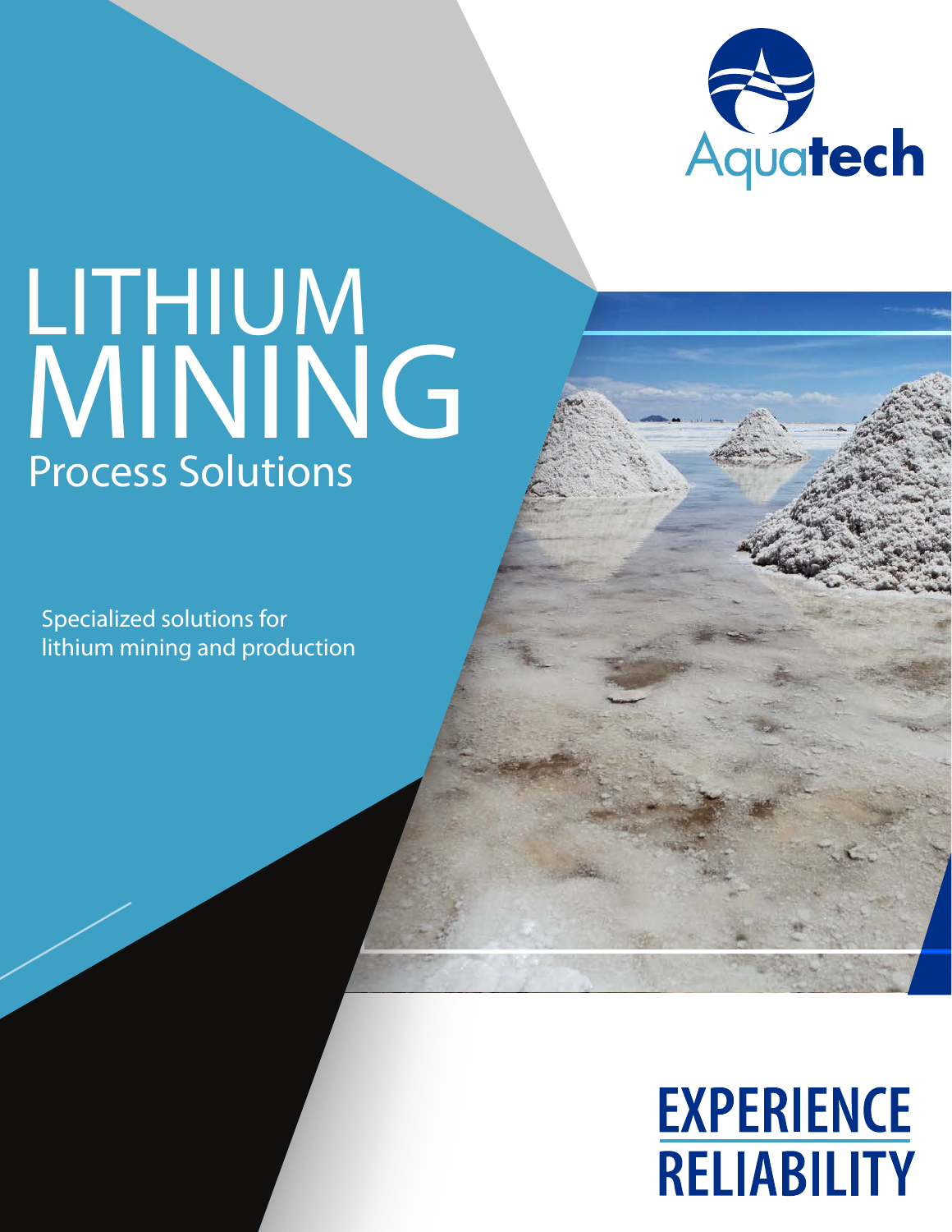Aquatech

# LITHIUM MINING
## Process Solutions

Specialized solutions for lithium mining and production

**EXPERIENCE**
**RELIABILITY**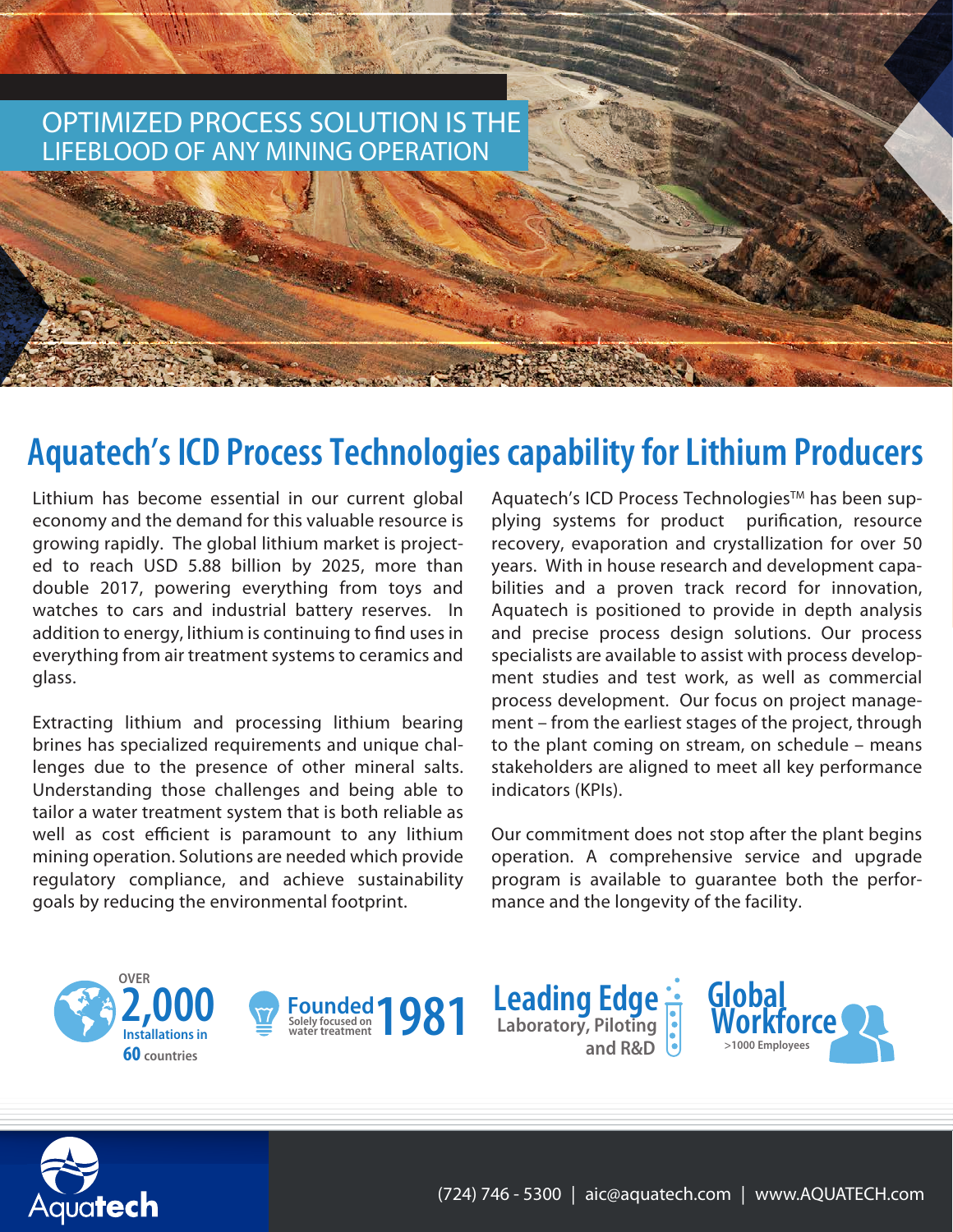OPTIMIZED PROCESS SOLUTION IS THE LIFEBLOOD OF ANY MINING OPERATION

# Aquatech's ICD Process Technologies capability for Lithium Producers

Lithium has become essential in our current global economy and the demand for this valuable resource is growing rapidly. The global lithium market is projected to reach USD 5.88 billion by 2025, more than double 2017, powering everything from toys and watches to cars and industrial battery reserves. In addition to energy, lithium is continuing to find uses in everything from air treatment systems to ceramics and glass.

Extracting lithium and processing lithium bearing brines has specialized requirements and unique challenges due to the presence of other mineral salts. Understanding those challenges and being able to tailor a water treatment system that is both reliable as well as cost efficient is paramount to any lithium mining operation. Solutions are needed which provide regulatory compliance, and achieve sustainability goals by reducing the environmental footprint.

Aquatech's ICD Process Technologies™ has been supplying systems for product purification, resource recovery, evaporation and crystallization for over 50 years. With in house research and development capabilities and a proven track record for innovation, Aquatech is positioned to provide in depth analysis and precise process design solutions. Our process specialists are available to assist with process development studies and test work, as well as commercial process development. Our focus on project management – from the earliest stages of the project, through to the plant coming on stream, on schedule – means stakeholders are aligned to meet all key performance indicators (KPIs).

Our commitment does not stop after the plant begins operation. A comprehensive service and upgrade program is available to guarantee both the performance and the longevity of the facility.

OVER **2,000** Installations in **60** countries

**Founded 1981** Solely focused on water treatment

**Leading Edge** Laboratory, Piloting and R&D

**Global Workforce** >1000 Employees

Aquatech

(724) 746 - 5300 | aic@aquatech.com | www.AQUATECH.com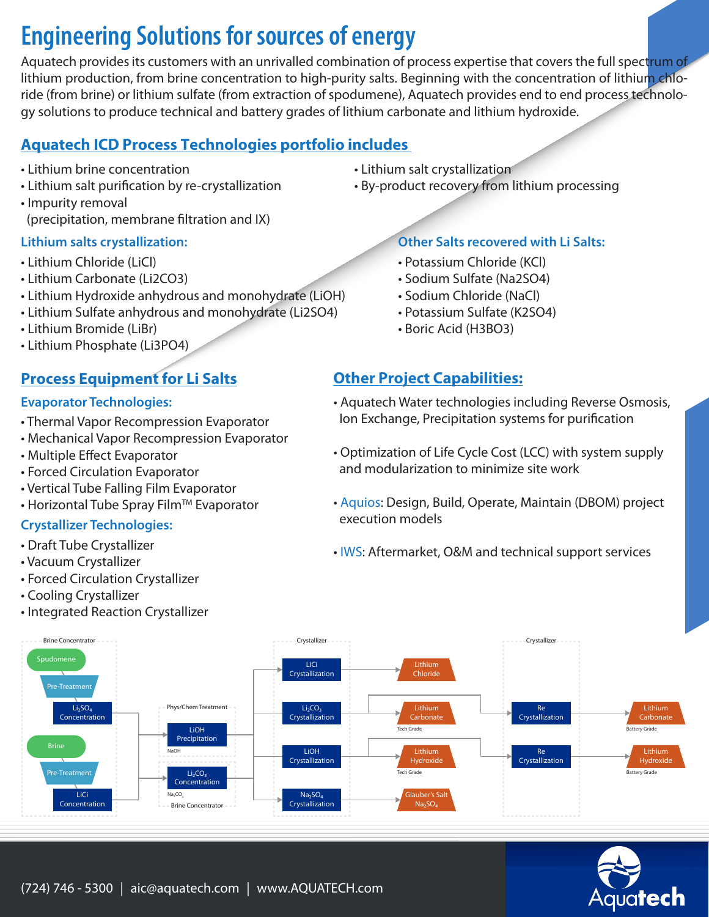# Engineering Solutions for sources of energy

Aquatech provides its customers with an unrivalled combination of process expertise that covers the full spectrum of lithium production, from brine concentration to high-purity salts. Beginning with the concentration of lithium chloride (from brine) or lithium sulfate (from extraction of spodumene), Aquatech provides end to end process technology solutions to produce technical and battery grades of lithium carbonate and lithium hydroxide.

## Aquatech ICD Process Technologies portfolio includes

- Lithium brine concentration
- Lithium salt purification by re-crystallization
- Impurity removal (precipitation, membrane filtration and IX)
- Lithium salt crystallization
- By-product recovery from lithium processing

### Lithium salts crystallization:

- Lithium Chloride (LiCl)
- Lithium Carbonate (Li2CO3)
- Lithium Hydroxide anhydrous and monohydrate (LiOH)
- Lithium Sulfate anhydrous and monohydrate (Li2SO4)
- Lithium Bromide (LiBr)
- Lithium Phosphate (Li3PO4)

### Other Salts recovered with Li Salts:

- Potassium Chloride (KCl)
- Sodium Sulfate (Na2SO4)
- Sodium Chloride (NaCl)
- Potassium Sulfate (K2SO4)
- Boric Acid (H3BO3)

## Process Equipment for Li Salts

### Evaporator Technologies:

- Thermal Vapor Recompression Evaporator
- Mechanical Vapor Recompression Evaporator
- Multiple Effect Evaporator
- Forced Circulation Evaporator
- Vertical Tube Falling Film Evaporator
- Horizontal Tube Spray Film™ Evaporator

### Crystallizer Technologies:

- Draft Tube Crystallizer
- Vacuum Crystallizer
- Forced Circulation Crystallizer
- Cooling Crystallizer
- Integrated Reaction Crystallizer

## Other Project Capabilities:

- Aquatech Water technologies including Reverse Osmosis, Ion Exchange, Precipitation systems for purification
- Optimization of Life Cycle Cost (LCC) with system supply and modularization to minimize site work
- Aquios: Design, Build, Operate, Maintain (DBOM) project execution models
- IWS: Aftermarket, O&M and technical support services

Brine Concentrator
Spudomene
Pre-Treatment
$Li_2SO_4$ Concentration
Brine
Pre-Treatment
LiCi Concentration
Phys/Chem Treatment
LiOH Precipitation
NaOH
$Li_2CO_3$ Concentration
$Na_2CO_3$
Brine Concentrator
Crystallizer
LiCi Crystallization
$Li_2CO_3$ Crystallization
LiOH Crystallization
$Na_2SO_4$ Crystallization
Lithium Chloride
Lithium Carbonate
Tech Grade
Lithium Hydroxide
Tech Grade
Glauber's Salt $Na_2SO_4$
Crystallizer
Re Crystallization
Re Crystallization
Lithium Carbonate
Battery Grade
Lithium Hydroxide
Battery Grade

(724) 746 - 5300 | aic@aquatech.com | www.AQUATECH.com

Aquatech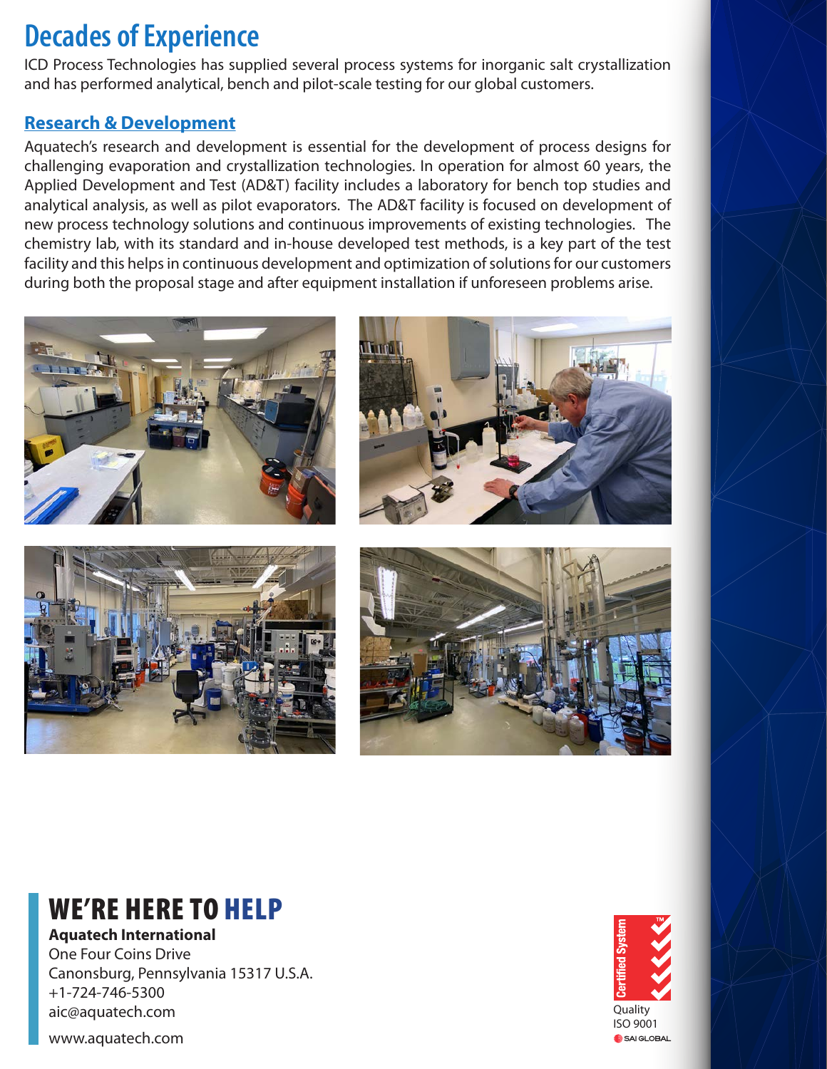# Decades of Experience

ICD Process Technologies has supplied several process systems for inorganic salt crystallization and has performed analytical, bench and pilot-scale testing for our global customers.

## Research & Development

Aquatech's research and development is essential for the development of process designs for challenging evaporation and crystallization technologies. In operation for almost 60 years, the Applied Development and Test (AD&T) facility includes a laboratory for bench top studies and analytical analysis, as well as pilot evaporators. The AD&T facility is focused on development of new process technology solutions and continuous improvements of existing technologies. The chemistry lab, with its standard and in-house developed test methods, is a key part of the test facility and this helps in continuous development and optimization of solutions for our customers during both the proposal stage and after equipment installation if unforeseen problems arise.

## WE'RE HERE TO HELP

**Aquatech International**
One Four Coins Drive
Canonsburg, Pennsylvania 15317 U.S.A.
+1-724-746-5300
aic@aquatech.com

www.aquatech.com

Certified System
Quality
ISO 9001
SAI GLOBAL